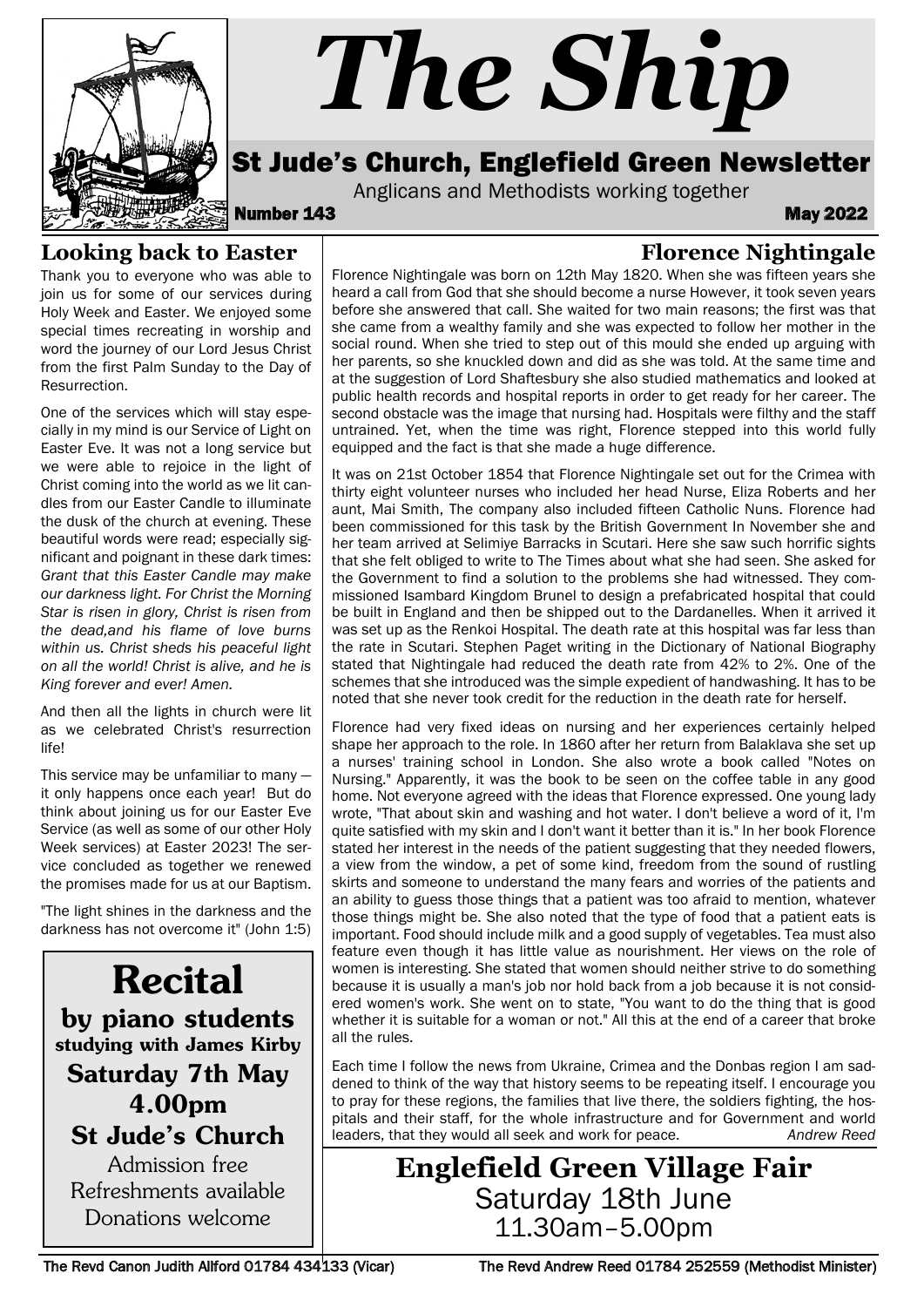# The Ship

## St Jude's Church, Englefield Green Newsletter

Anglicans and Methodists working together

**Number 143** **May 2022**

## Looking back to Easter

Thank you to everyone who was able to join us for some of our services during Holy Week and Easter. We enjoyed some special times recreating in worship and word the journey of our Lord Jesus Christ from the first Palm Sunday to the Day of Resurrection.

One of the services which will stay especially in my mind is our Service of Light on Easter Eve. It was not a long service but we were able to rejoice in the light of Christ coming into the world as we lit candles from our Easter Candle to illuminate the dusk of the church at evening. These beautiful words were read; especially significant and poignant in these dark times: *Grant that this Easter Candle may make our darkness light. For Christ the Morning Star is risen in glory, Christ is risen from the dead,and his flame of love burns within us. Christ sheds his peaceful light on all the world! Christ is alive, and he is King forever and ever! Amen.*

And then all the lights in church were lit as we celebrated Christ's resurrection life!

This service may be unfamiliar to many — it only happens once each year! But do think about joining us for our Easter Eve Service (as well as some of our other Holy Week services) at Easter 2023! The service concluded as together we renewed the promises made for us at our Baptism.

"The light shines in the darkness and the darkness has not overcome it" (John 1:5)

## Recital

**by piano students**
**studying with James Kirby**

**Saturday 7th May**
**4.00pm**
**St Jude's Church**

Admission free
Refreshments available
Donations welcome

## Florence Nightingale

Florence Nightingale was born on 12th May 1820. When she was fifteen years she heard a call from God that she should become a nurse However, it took seven years before she answered that call. She waited for two main reasons; the first was that she came from a wealthy family and she was expected to follow her mother in the social round. When she tried to step out of this mould she ended up arguing with her parents, so she knuckled down and did as she was told. At the same time and at the suggestion of Lord Shaftesbury she also studied mathematics and looked at public health records and hospital reports in order to get ready for her career. The second obstacle was the image that nursing had. Hospitals were filthy and the staff untrained. Yet, when the time was right, Florence stepped into this world fully equipped and the fact is that she made a huge difference.

It was on 21st October 1854 that Florence Nightingale set out for the Crimea with thirty eight volunteer nurses who included her head Nurse, Eliza Roberts and her aunt, Mai Smith, The company also included fifteen Catholic Nuns. Florence had been commissioned for this task by the British Government In November she and her team arrived at Selimiye Barracks in Scutari. Here she saw such horrific sights that she felt obliged to write to The Times about what she had seen. She asked for the Government to find a solution to the problems she had witnessed. They commissioned Isambard Kingdom Brunel to design a prefabricated hospital that could be built in England and then be shipped out to the Dardanelles. When it arrived it was set up as the Renkoi Hospital. The death rate at this hospital was far less than the rate in Scutari. Stephen Paget writing in the Dictionary of National Biography stated that Nightingale had reduced the death rate from 42% to 2%. One of the schemes that she introduced was the simple expedient of handwashing. It has to be noted that she never took credit for the reduction in the death rate for herself.

Florence had very fixed ideas on nursing and her experiences certainly helped shape her approach to the role. In 1860 after her return from Balaklava she set up a nurses' training school in London. She also wrote a book called "Notes on Nursing." Apparently, it was the book to be seen on the coffee table in any good home. Not everyone agreed with the ideas that Florence expressed. One young lady wrote, "That about skin and washing and hot water. I don't believe a word of it, I'm quite satisfied with my skin and I don't want it better than it is." In her book Florence stated her interest in the needs of the patient suggesting that they needed flowers, a view from the window, a pet of some kind, freedom from the sound of rustling skirts and someone to understand the many fears and worries of the patients and an ability to guess those things that a patient was too afraid to mention, whatever those things might be. She also noted that the type of food that a patient eats is important. Food should include milk and a good supply of vegetables. Tea must also feature even though it has little value as nourishment. Her views on the role of women is interesting. She stated that women should neither strive to do something because it is usually a man's job nor hold back from a job because it is not considered women's work. She went on to state, "You want to do the thing that is good whether it is suitable for a woman or not." All this at the end of a career that broke all the rules.

Each time I follow the news from Ukraine, Crimea and the Donbas region I am saddened to think of the way that history seems to be repeating itself. I encourage you to pray for these regions, the families that live there, the soldiers fighting, the hospitals and their staff, for the whole infrastructure and for Government and world leaders, that they would all seek and work for peace. *Andrew Reed*

## Englefield Green Village Fair

Saturday 18th June
11.30am–5.00pm

The Revd Canon Judith Allford 01784 434133 (Vicar) The Revd Andrew Reed 01784 252559 (Methodist Minister)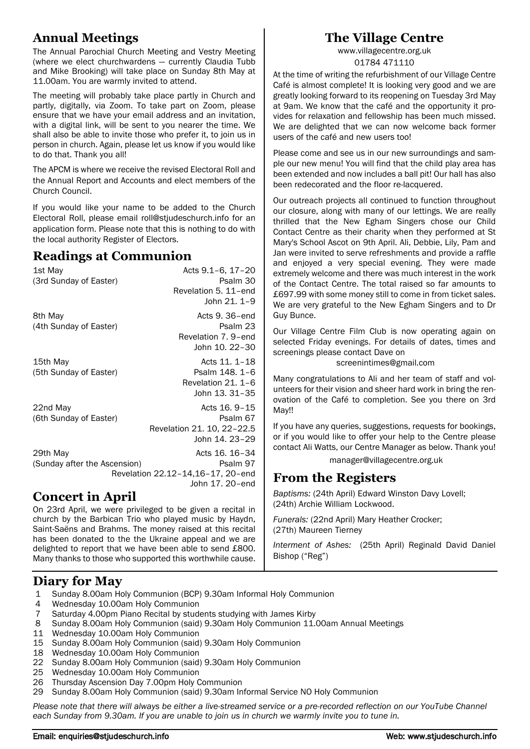## Annual Meetings

The Annual Parochial Church Meeting and Vestry Meeting (where we elect churchwardens — currently Claudia Tubb and Mike Brooking) will take place on Sunday 8th May at 11.00am. You are warmly invited to attend.

The meeting will probably take place partly in Church and partly, digitally, via Zoom. To take part on Zoom, please ensure that we have your email address and an invitation, with a digital link, will be sent to you nearer the time. We shall also be able to invite those who prefer it, to join us in person in church. Again, please let us know if you would like to do that. Thank you all!

The APCM is where we receive the revised Electoral Roll and the Annual Report and Accounts and elect members of the Church Council.

If you would like your name to be added to the Church Electoral Roll, please email roll@stjudeschurch.info for an application form. Please note that this is nothing to do with the local authority Register of Electors.

## Readings at Communion

| | |
|---|---|
| 1st May (3rd Sunday of Easter) | Acts 9.1–6, 17–20<br>Psalm 30<br>Revelation 5. 11–end<br>John 21. 1–9 |
| 8th May (4th Sunday of Easter) | Acts 9. 36–end<br>Psalm 23<br>Revelation 7. 9–end<br>John 10. 22–30 |
| 15th May (5th Sunday of Easter) | Acts 11. 1–18<br>Psalm 148. 1–6<br>Revelation 21. 1–6<br>John 13. 31–35 |
| 22nd May (6th Sunday of Easter) | Acts 16. 9–15<br>Psalm 67<br>Revelation 21. 10, 22–22.5<br>John 14. 23–29 |
| 29th May (Sunday after the Ascension) | Acts 16. 16–34<br>Psalm 97<br>Revelation 22.12–14,16–17, 20–end<br>John 17. 20–end |

## Concert in April

On 23rd April, we were privileged to be given a recital in church by the Barbican Trio who played music by Haydn, Saint-Saëns and Brahms. The money raised at this recital has been donated to the the Ukraine appeal and we are delighted to report that we have been able to send £800. Many thanks to those who supported this worthwhile cause.

## The Village Centre

www.villagecentre.org.uk
01784 471110

At the time of writing the refurbishment of our Village Centre Café is almost complete! It is looking very good and we are greatly looking forward to its reopening on Tuesday 3rd May at 9am. We know that the café and the opportunity it provides for relaxation and fellowship has been much missed. We are delighted that we can now welcome back former users of the café and new users too!

Please come and see us in our new surroundings and sample our new menu! You will find that the child play area has been extended and now includes a ball pit! Our hall has also been redecorated and the floor re-lacquered.

Our outreach projects all continued to function throughout our closure, along with many of our lettings. We are really thrilled that the New Egham Singers chose our Child Contact Centre as their charity when they performed at St Mary's School Ascot on 9th April. Ali, Debbie, Lily, Pam and Jan were invited to serve refreshments and provide a raffle and enjoyed a very special evening. They were made extremely welcome and there was much interest in the work of the Contact Centre. The total raised so far amounts to £697.99 with some money still to come in from ticket sales. We are very grateful to the New Egham Singers and to Dr Guy Bunce.

Our Village Centre Film Club is now operating again on selected Friday evenings. For details of dates, times and screenings please contact Dave on

screenintimes@gmail.com

Many congratulations to Ali and her team of staff and volunteers for their vision and sheer hard work in bring the renovation of the Café to completion. See you there on 3rd May!!

If you have any queries, suggestions, requests for bookings, or if you would like to offer your help to the Centre please contact Ali Watts, our Centre Manager as below. Thank you!

manager@villagecentre.org.uk

## From the Registers

*Baptisms:* (24th April) Edward Winston Davy Lovell; (24th) Archie William Lockwood.

*Funerals:* (22nd April) Mary Heather Crocker; (27th) Maureen Tierney

*Interment of Ashes:* (25th April) Reginald David Daniel Bishop ("Reg")

## Diary for May

- 1 Sunday 8.00am Holy Communion (BCP) 9.30am Informal Holy Communion
- 4 Wednesday 10.00am Holy Communion
- 7 Saturday 4.00pm Piano Recital by students studying with James Kirby
- 8 Sunday 8.00am Holy Communion (said) 9.30am Holy Communion 11.00am Annual Meetings
- 11 Wednesday 10.00am Holy Communion
- 15 Sunday 8.00am Holy Communion (said) 9.30am Holy Communion
- 18 Wednesday 10.00am Holy Communion
- 22 Sunday 8.00am Holy Communion (said) 9.30am Holy Communion
- 25 Wednesday 10.00am Holy Communion
- 26 Thursday Ascension Day 7.00pm Holy Communion
- 29 Sunday 8.00am Holy Communion (said) 9.30am Informal Service NO Holy Communion

*Please note that there will always be either a live-streamed service or a pre-recorded reflection on our YouTube Channel each Sunday from 9.30am. If you are unable to join us in church we warmly invite you to tune in.*

Email: enquiries@stjudeschurch.info Web: www.stjudeschurch.info